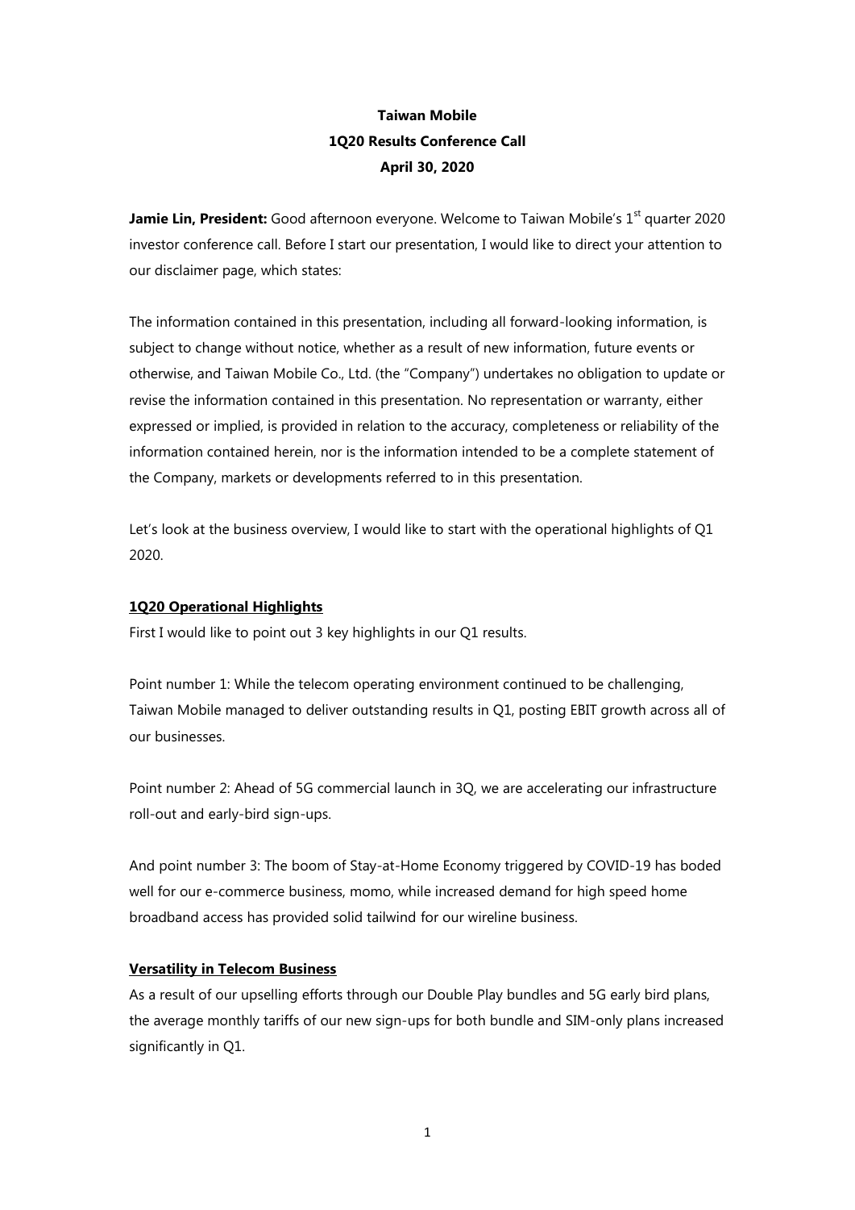**Taiwan Mobile**
**1Q20 Results Conference Call**
**April 30, 2020**

**Jamie Lin, President:** Good afternoon everyone. Welcome to Taiwan Mobile's 1st quarter 2020 investor conference call. Before I start our presentation, I would like to direct your attention to our disclaimer page, which states:

The information contained in this presentation, including all forward-looking information, is subject to change without notice, whether as a result of new information, future events or otherwise, and Taiwan Mobile Co., Ltd. (the "Company") undertakes no obligation to update or revise the information contained in this presentation. No representation or warranty, either expressed or implied, is provided in relation to the accuracy, completeness or reliability of the information contained herein, nor is the information intended to be a complete statement of the Company, markets or developments referred to in this presentation.

Let's look at the business overview, I would like to start with the operational highlights of Q1 2020.

## 1Q20 Operational Highlights

First I would like to point out 3 key highlights in our Q1 results.

Point number 1: While the telecom operating environment continued to be challenging, Taiwan Mobile managed to deliver outstanding results in Q1, posting EBIT growth across all of our businesses.

Point number 2: Ahead of 5G commercial launch in 3Q, we are accelerating our infrastructure roll-out and early-bird sign-ups.

And point number 3: The boom of Stay-at-Home Economy triggered by COVID-19 has boded well for our e-commerce business, momo, while increased demand for high speed home broadband access has provided solid tailwind for our wireline business.

## Versatility in Telecom Business

As a result of our upselling efforts through our Double Play bundles and 5G early bird plans, the average monthly tariffs of our new sign-ups for both bundle and SIM-only plans increased significantly in Q1.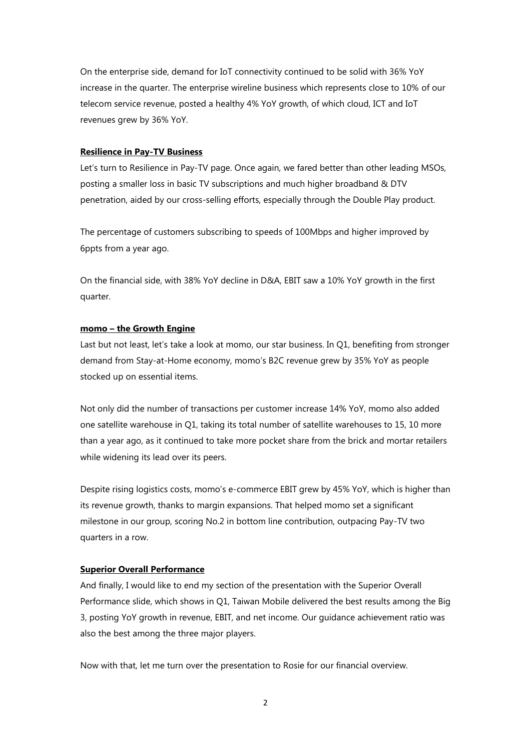On the enterprise side, demand for IoT connectivity continued to be solid with 36% YoY increase in the quarter. The enterprise wireline business which represents close to 10% of our telecom service revenue, posted a healthy 4% YoY growth, of which cloud, ICT and IoT revenues grew by 36% YoY.

**Resilience in Pay-TV Business**

Let's turn to Resilience in Pay-TV page. Once again, we fared better than other leading MSOs, posting a smaller loss in basic TV subscriptions and much higher broadband & DTV penetration, aided by our cross-selling efforts, especially through the Double Play product.

The percentage of customers subscribing to speeds of 100Mbps and higher improved by 6ppts from a year ago.

On the financial side, with 38% YoY decline in D&A, EBIT saw a 10% YoY growth in the first quarter.

**momo – the Growth Engine**

Last but not least, let's take a look at momo, our star business. In Q1, benefiting from stronger demand from Stay-at-Home economy, momo's B2C revenue grew by 35% YoY as people stocked up on essential items.

Not only did the number of transactions per customer increase 14% YoY, momo also added one satellite warehouse in Q1, taking its total number of satellite warehouses to 15, 10 more than a year ago, as it continued to take more pocket share from the brick and mortar retailers while widening its lead over its peers.

Despite rising logistics costs, momo's e-commerce EBIT grew by 45% YoY, which is higher than its revenue growth, thanks to margin expansions. That helped momo set a significant milestone in our group, scoring No.2 in bottom line contribution, outpacing Pay-TV two quarters in a row.

**Superior Overall Performance**

And finally, I would like to end my section of the presentation with the Superior Overall Performance slide, which shows in Q1, Taiwan Mobile delivered the best results among the Big 3, posting YoY growth in revenue, EBIT, and net income. Our guidance achievement ratio was also the best among the three major players.

Now with that, let me turn over the presentation to Rosie for our financial overview.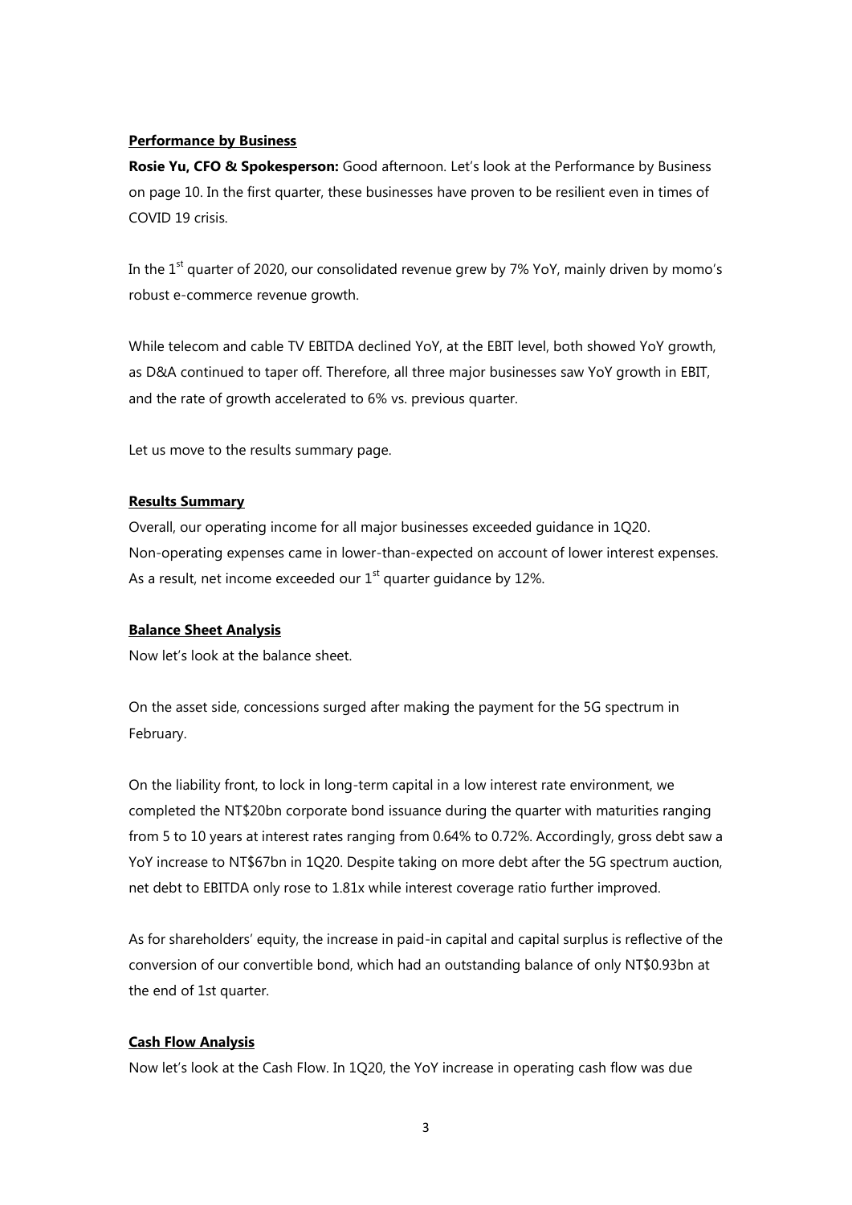## Performance by Business

**Rosie Yu, CFO & Spokesperson:** Good afternoon. Let's look at the Performance by Business on page 10. In the first quarter, these businesses have proven to be resilient even in times of COVID 19 crisis.

In the 1st quarter of 2020, our consolidated revenue grew by 7% YoY, mainly driven by momo's robust e-commerce revenue growth.

While telecom and cable TV EBITDA declined YoY, at the EBIT level, both showed YoY growth, as D&A continued to taper off. Therefore, all three major businesses saw YoY growth in EBIT, and the rate of growth accelerated to 6% vs. previous quarter.

Let us move to the results summary page.

## Results Summary

Overall, our operating income for all major businesses exceeded guidance in 1Q20. Non-operating expenses came in lower-than-expected on account of lower interest expenses. As a result, net income exceeded our 1st quarter guidance by 12%.

## Balance Sheet Analysis

Now let's look at the balance sheet.

On the asset side, concessions surged after making the payment for the 5G spectrum in February.

On the liability front, to lock in long-term capital in a low interest rate environment, we completed the NT$20bn corporate bond issuance during the quarter with maturities ranging from 5 to 10 years at interest rates ranging from 0.64% to 0.72%. Accordingly, gross debt saw a YoY increase to NT$67bn in 1Q20. Despite taking on more debt after the 5G spectrum auction, net debt to EBITDA only rose to 1.81x while interest coverage ratio further improved.

As for shareholders' equity, the increase in paid-in capital and capital surplus is reflective of the conversion of our convertible bond, which had an outstanding balance of only NT$0.93bn at the end of 1st quarter.

## Cash Flow Analysis

Now let's look at the Cash Flow. In 1Q20, the YoY increase in operating cash flow was due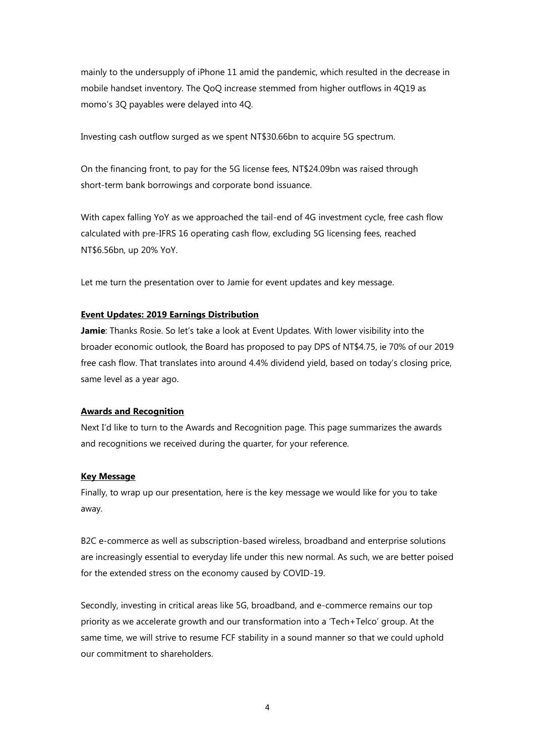mainly to the undersupply of iPhone 11 amid the pandemic, which resulted in the decrease in mobile handset inventory. The QoQ increase stemmed from higher outflows in 4Q19 as momo's 3Q payables were delayed into 4Q.

Investing cash outflow surged as we spent NT$30.66bn to acquire 5G spectrum.

On the financing front, to pay for the 5G license fees, NT$24.09bn was raised through short-term bank borrowings and corporate bond issuance.

With capex falling YoY as we approached the tail-end of 4G investment cycle, free cash flow calculated with pre-IFRS 16 operating cash flow, excluding 5G licensing fees, reached NT$6.56bn, up 20% YoY.

Let me turn the presentation over to Jamie for event updates and key message.

## Event Updates: 2019 Earnings Distribution

**Jamie**: Thanks Rosie. So let's take a look at Event Updates. With lower visibility into the broader economic outlook, the Board has proposed to pay DPS of NT$4.75, ie 70% of our 2019 free cash flow. That translates into around 4.4% dividend yield, based on today's closing price, same level as a year ago.

## Awards and Recognition

Next I'd like to turn to the Awards and Recognition page. This page summarizes the awards and recognitions we received during the quarter, for your reference.

## Key Message

Finally, to wrap up our presentation, here is the key message we would like for you to take away.

B2C e-commerce as well as subscription-based wireless, broadband and enterprise solutions are increasingly essential to everyday life under this new normal. As such, we are better poised for the extended stress on the economy caused by COVID-19.

Secondly, investing in critical areas like 5G, broadband, and e-commerce remains our top priority as we accelerate growth and our transformation into a 'Tech+Telco' group. At the same time, we will strive to resume FCF stability in a sound manner so that we could uphold our commitment to shareholders.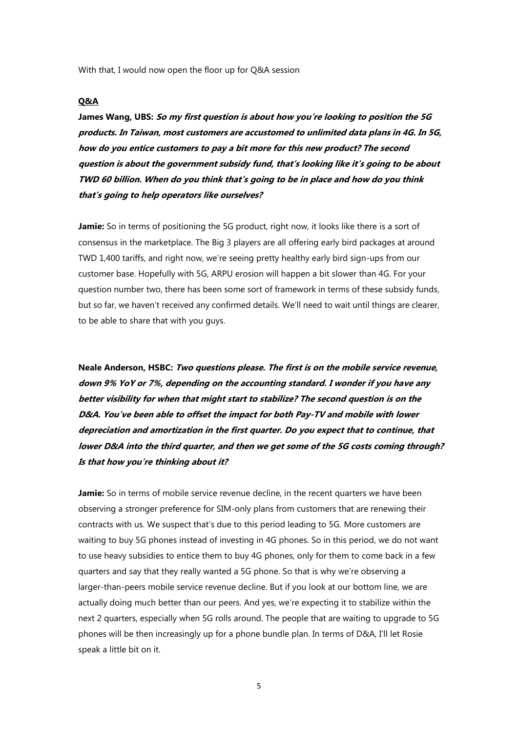With that, I would now open the floor up for Q&A session

**Q&A**

**James Wang, UBS: *So my first question is about how you're looking to position the 5G products. In Taiwan, most customers are accustomed to unlimited data plans in 4G. In 5G, how do you entice customers to pay a bit more for this new product? The second question is about the government subsidy fund, that's looking like it's going to be about TWD 60 billion. When do you think that's going to be in place and how do you think that's going to help operators like ourselves?***

**Jamie:** So in terms of positioning the 5G product, right now, it looks like there is a sort of consensus in the marketplace. The Big 3 players are all offering early bird packages at around TWD 1,400 tariffs, and right now, we're seeing pretty healthy early bird sign-ups from our customer base. Hopefully with 5G, ARPU erosion will happen a bit slower than 4G. For your question number two, there has been some sort of framework in terms of these subsidy funds, but so far, we haven't received any confirmed details. We'll need to wait until things are clearer, to be able to share that with you guys.

**Neale Anderson, HSBC: *Two questions please. The first is on the mobile service revenue, down 9% YoY or 7%, depending on the accounting standard. I wonder if you have any better visibility for when that might start to stabilize? The second question is on the D&A. You've been able to offset the impact for both Pay-TV and mobile with lower depreciation and amortization in the first quarter. Do you expect that to continue, that lower D&A into the third quarter, and then we get some of the 5G costs coming through? Is that how you're thinking about it?***

**Jamie:** So in terms of mobile service revenue decline, in the recent quarters we have been observing a stronger preference for SIM-only plans from customers that are renewing their contracts with us. We suspect that's due to this period leading to 5G. More customers are waiting to buy 5G phones instead of investing in 4G phones. So in this period, we do not want to use heavy subsidies to entice them to buy 4G phones, only for them to come back in a few quarters and say that they really wanted a 5G phone. So that is why we're observing a larger-than-peers mobile service revenue decline. But if you look at our bottom line, we are actually doing much better than our peers. And yes, we're expecting it to stabilize within the next 2 quarters, especially when 5G rolls around. The people that are waiting to upgrade to 5G phones will be then increasingly up for a phone bundle plan. In terms of D&A, I'll let Rosie speak a little bit on it.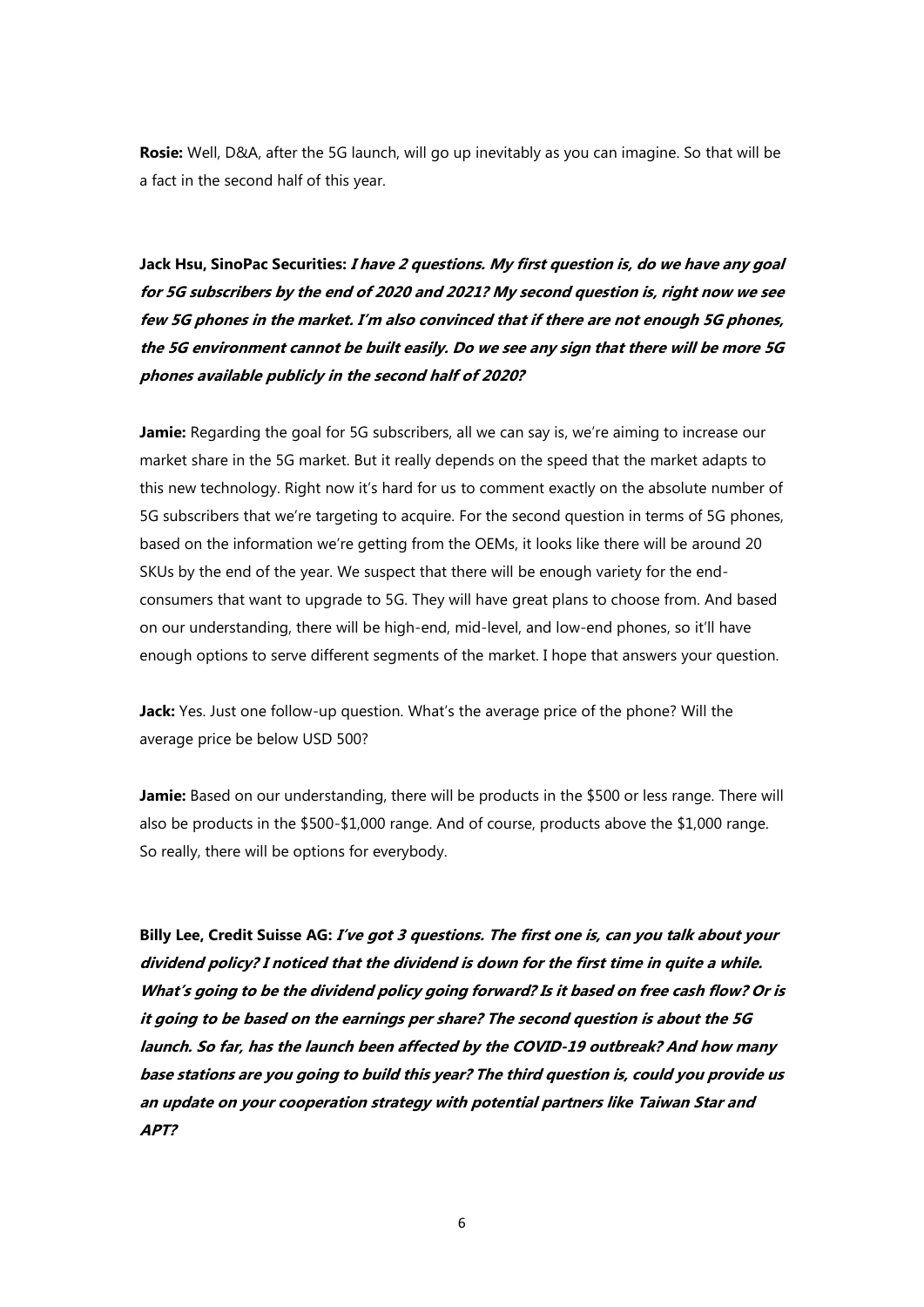**Rosie:** Well, D&A, after the 5G launch, will go up inevitably as you can imagine. So that will be a fact in the second half of this year.

**Jack Hsu, SinoPac Securities:** ***I have 2 questions. My first question is, do we have any goal for 5G subscribers by the end of 2020 and 2021? My second question is, right now we see few 5G phones in the market. I'm also convinced that if there are not enough 5G phones, the 5G environment cannot be built easily. Do we see any sign that there will be more 5G phones available publicly in the second half of 2020?***

**Jamie:** Regarding the goal for 5G subscribers, all we can say is, we're aiming to increase our market share in the 5G market. But it really depends on the speed that the market adapts to this new technology. Right now it's hard for us to comment exactly on the absolute number of 5G subscribers that we're targeting to acquire. For the second question in terms of 5G phones, based on the information we're getting from the OEMs, it looks like there will be around 20 SKUs by the end of the year. We suspect that there will be enough variety for the end-consumers that want to upgrade to 5G. They will have great plans to choose from. And based on our understanding, there will be high-end, mid-level, and low-end phones, so it'll have enough options to serve different segments of the market. I hope that answers your question.

**Jack:** Yes. Just one follow-up question. What's the average price of the phone? Will the average price be below USD 500?

**Jamie:** Based on our understanding, there will be products in the $500 or less range. There will also be products in the $500-$1,000 range. And of course, products above the $1,000 range. So really, there will be options for everybody.

**Billy Lee, Credit Suisse AG:** ***I've got 3 questions. The first one is, can you talk about your dividend policy? I noticed that the dividend is down for the first time in quite a while. What's going to be the dividend policy going forward? Is it based on free cash flow? Or is it going to be based on the earnings per share? The second question is about the 5G launch. So far, has the launch been affected by the COVID-19 outbreak? And how many base stations are you going to build this year? The third question is, could you provide us an update on your cooperation strategy with potential partners like Taiwan Star and APT?***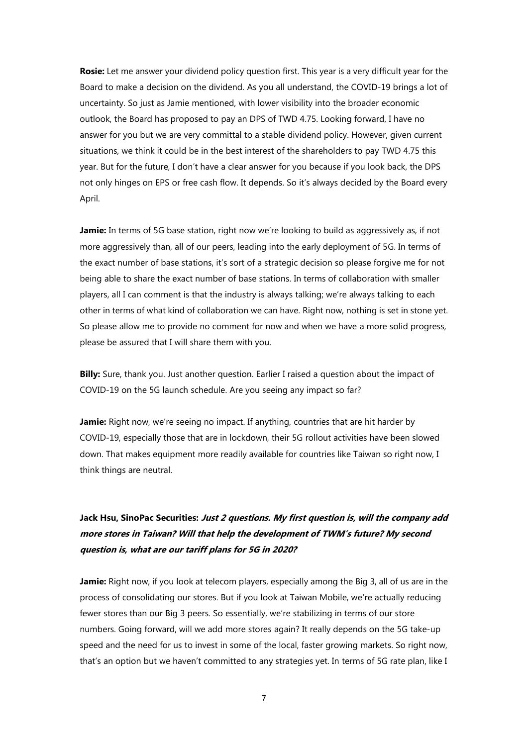**Rosie:** Let me answer your dividend policy question first. This year is a very difficult year for the Board to make a decision on the dividend. As you all understand, the COVID-19 brings a lot of uncertainty. So just as Jamie mentioned, with lower visibility into the broader economic outlook, the Board has proposed to pay an DPS of TWD 4.75. Looking forward, I have no answer for you but we are very committal to a stable dividend policy. However, given current situations, we think it could be in the best interest of the shareholders to pay TWD 4.75 this year. But for the future, I don't have a clear answer for you because if you look back, the DPS not only hinges on EPS or free cash flow. It depends. So it's always decided by the Board every April.

**Jamie:** In terms of 5G base station, right now we're looking to build as aggressively as, if not more aggressively than, all of our peers, leading into the early deployment of 5G. In terms of the exact number of base stations, it's sort of a strategic decision so please forgive me for not being able to share the exact number of base stations. In terms of collaboration with smaller players, all I can comment is that the industry is always talking; we're always talking to each other in terms of what kind of collaboration we can have. Right now, nothing is set in stone yet. So please allow me to provide no comment for now and when we have a more solid progress, please be assured that I will share them with you.

**Billy:** Sure, thank you. Just another question. Earlier I raised a question about the impact of COVID-19 on the 5G launch schedule. Are you seeing any impact so far?

**Jamie:** Right now, we're seeing no impact. If anything, countries that are hit harder by COVID-19, especially those that are in lockdown, their 5G rollout activities have been slowed down. That makes equipment more readily available for countries like Taiwan so right now, I think things are neutral.

**Jack Hsu, SinoPac Securities:** ***Just 2 questions. My first question is, will the company add more stores in Taiwan? Will that help the development of TWM's future? My second question is, what are our tariff plans for 5G in 2020?***

**Jamie:** Right now, if you look at telecom players, especially among the Big 3, all of us are in the process of consolidating our stores. But if you look at Taiwan Mobile, we're actually reducing fewer stores than our Big 3 peers. So essentially, we're stabilizing in terms of our store numbers. Going forward, will we add more stores again? It really depends on the 5G take-up speed and the need for us to invest in some of the local, faster growing markets. So right now, that's an option but we haven't committed to any strategies yet. In terms of 5G rate plan, like I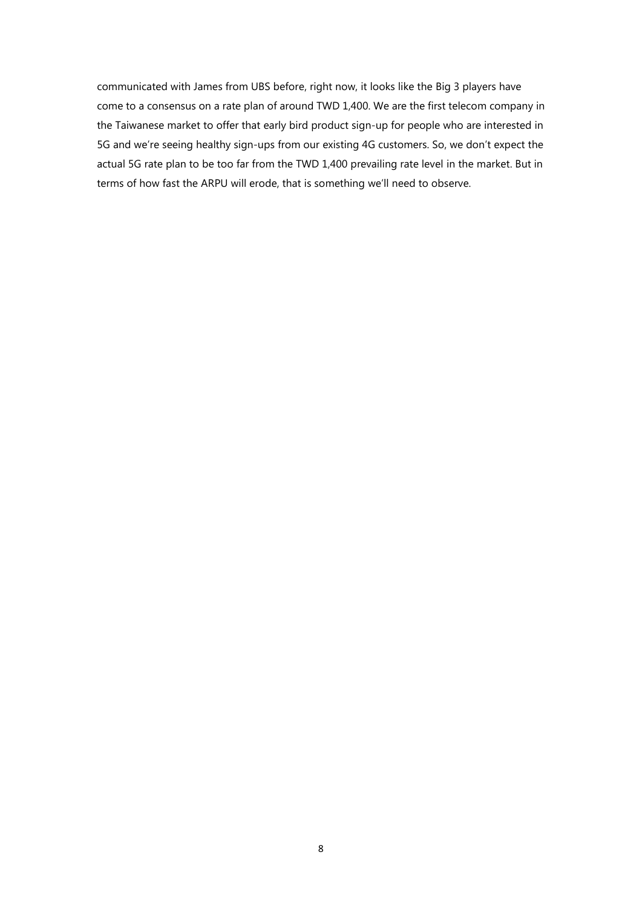communicated with James from UBS before, right now, it looks like the Big 3 players have come to a consensus on a rate plan of around TWD 1,400. We are the first telecom company in the Taiwanese market to offer that early bird product sign-up for people who are interested in 5G and we're seeing healthy sign-ups from our existing 4G customers. So, we don't expect the actual 5G rate plan to be too far from the TWD 1,400 prevailing rate level in the market. But in terms of how fast the ARPU will erode, that is something we'll need to observe.